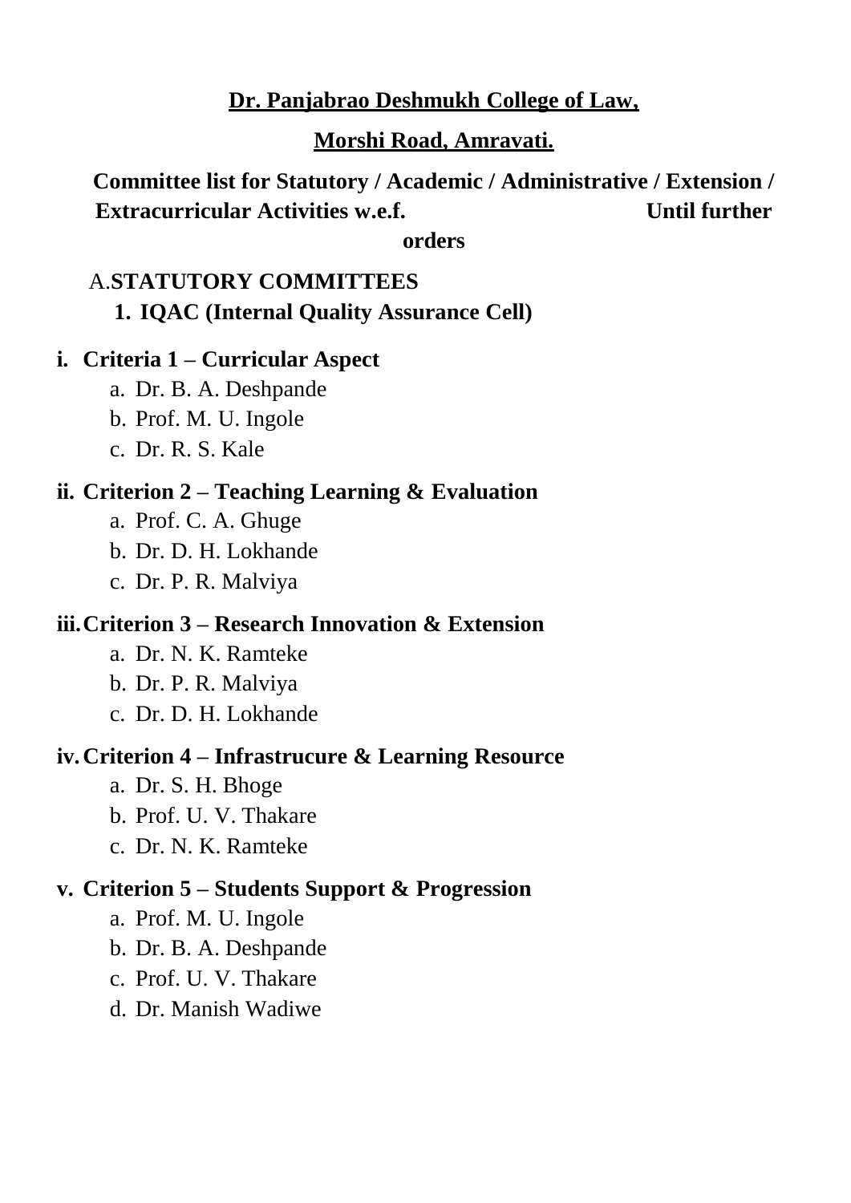**<u>Dr. Panjabrao Deshmukh College of Law,</u>**

**<u>Morshi Road, Amravati.</u>**

**Committee list for Statutory / Academic / Administrative / Extension / Extracurricular Activities w.e.f. Until further orders**

## A. STATUTORY COMMITTEES

### 1. IQAC (Internal Quality Assurance Cell)

**i. Criteria 1 – Curricular Aspect**

a. Dr. B. A. Deshpande
b. Prof. M. U. Ingole
c. Dr. R. S. Kale

**ii. Criterion 2 – Teaching Learning & Evaluation**

a. Prof. C. A. Ghuge
b. Dr. D. H. Lokhande
c. Dr. P. R. Malviya

**iii. Criterion 3 – Research Innovation & Extension**

a. Dr. N. K. Ramteke
b. Dr. P. R. Malviya
c. Dr. D. H. Lokhande

**iv. Criterion 4 – Infrastrucure & Learning Resource**

a. Dr. S. H. Bhoge
b. Prof. U. V. Thakare
c. Dr. N. K. Ramteke

**v. Criterion 5 – Students Support & Progression**

a. Prof. M. U. Ingole
b. Dr. B. A. Deshpande
c. Prof. U. V. Thakare
d. Dr. Manish Wadiwe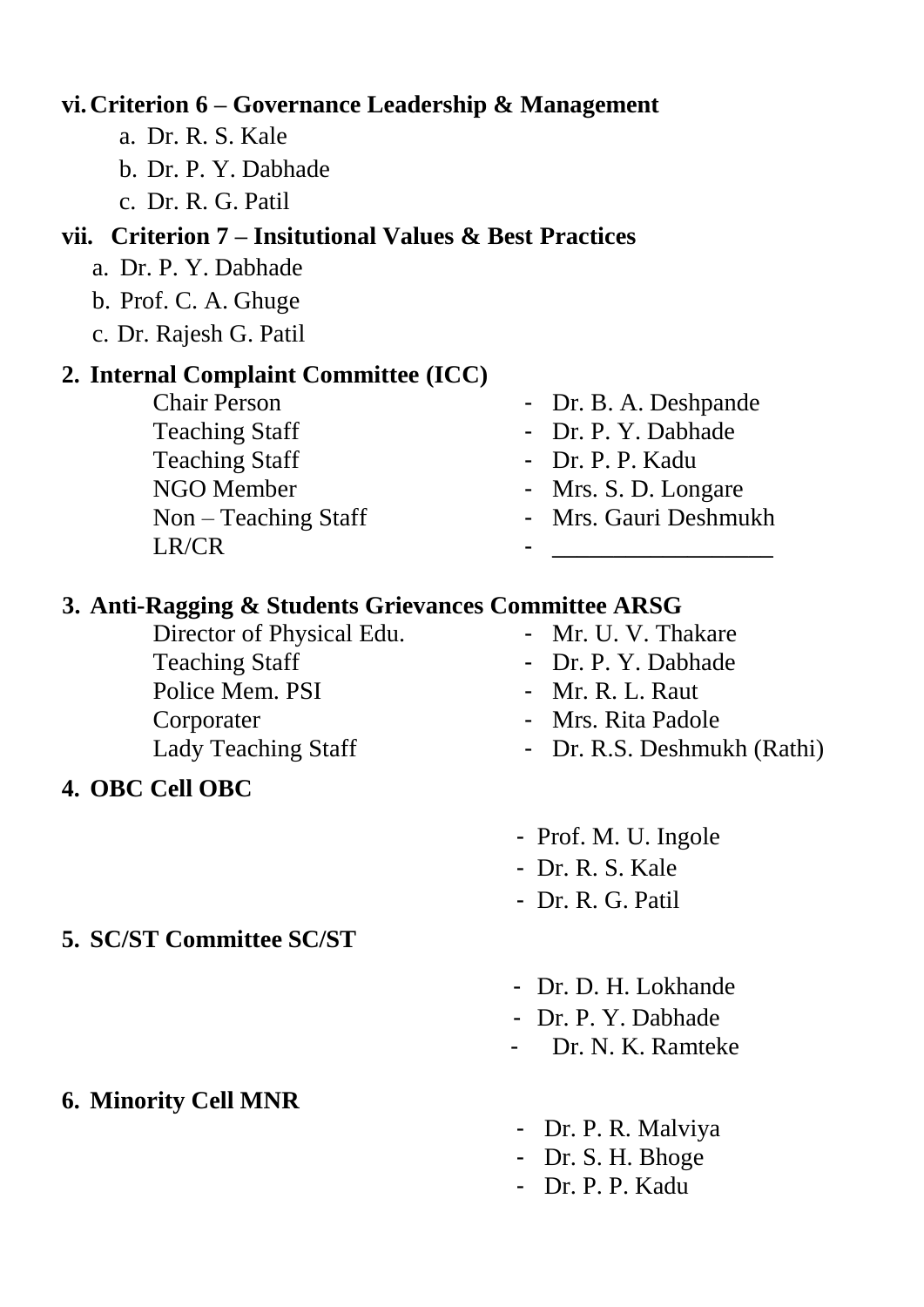**vi. Criterion 6 – Governance Leadership & Management**

a. Dr. R. S. Kale
b. Dr. P. Y. Dabhade
c. Dr. R. G. Patil

**vii. Criterion 7 – Insitutional Values & Best Practices**

a. Dr. P. Y. Dabhade
b. Prof. C. A. Ghuge
c. Dr. Rajesh G. Patil

**2. Internal Complaint Committee (ICC)**

| | |
|---|---|
| Chair Person | - Dr. B. A. Deshpande |
| Teaching Staff | - Dr. P. Y. Dabhade |
| Teaching Staff | - Dr. P. P. Kadu |
| NGO Member | - Mrs. S. D. Longare |
| Non – Teaching Staff | - Mrs. Gauri Deshmukh |
| LR/CR | - ________________ |

**3. Anti-Ragging & Students Grievances Committee ARSG**

| | |
|---|---|
| Director of Physical Edu. | - Mr. U. V. Thakare |
| Teaching Staff | - Dr. P. Y. Dabhade |
| Police Mem. PSI | - Mr. R. L. Raut |
| Corporater | - Mrs. Rita Padole |
| Lady Teaching Staff | - Dr. R.S. Deshmukh (Rathi) |

**4. OBC Cell OBC**

- Prof. M. U. Ingole
- Dr. R. S. Kale
- Dr. R. G. Patil

**5. SC/ST Committee SC/ST**

- Dr. D. H. Lokhande
- Dr. P. Y. Dabhade
- Dr. N. K. Ramteke

**6. Minority Cell MNR**

- Dr. P. R. Malviya
- Dr. S. H. Bhoge
- Dr. P. P. Kadu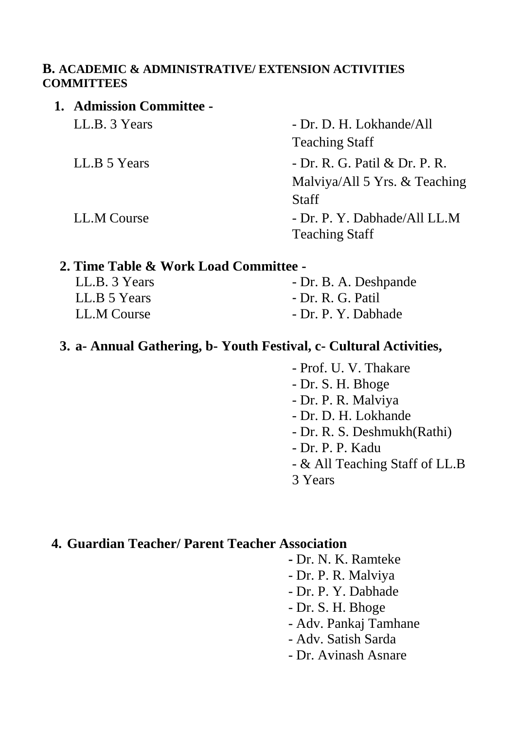## B. ACADEMIC & ADMINISTRATIVE/ EXTENSION ACTIVITIES COMMITTEES

### 1. Admission Committee -

| | |
|---|---|
| LL.B. 3 Years | - Dr. D. H. Lokhande/All Teaching Staff |
| LL.B 5 Years | - Dr. R. G. Patil & Dr. P. R. Malviya/All 5 Yrs. & Teaching Staff |
| LL.M Course | - Dr. P. Y. Dabhade/All LL.M Teaching Staff |

### 2. Time Table & Work Load Committee -

| | |
|---|---|
| LL.B. 3 Years | - Dr. B. A. Deshpande |
| LL.B 5 Years | - Dr. R. G. Patil |
| LL.M Course | - Dr. P. Y. Dabhade |

### 3. a- Annual Gathering, b- Youth Festival, c- Cultural Activities,

- Prof. U. V. Thakare
- Dr. S. H. Bhoge
- Dr. P. R. Malviya
- Dr. D. H. Lokhande
- Dr. R. S. Deshmukh(Rathi)
- Dr. P. P. Kadu
- & All Teaching Staff of LL.B 3 Years

### 4. Guardian Teacher/ Parent Teacher Association

- Dr. N. K. Ramteke
- Dr. P. R. Malviya
- Dr. P. Y. Dabhade
- Dr. S. H. Bhoge
- Adv. Pankaj Tamhane
- Adv. Satish Sarda
- Dr. Avinash Asnare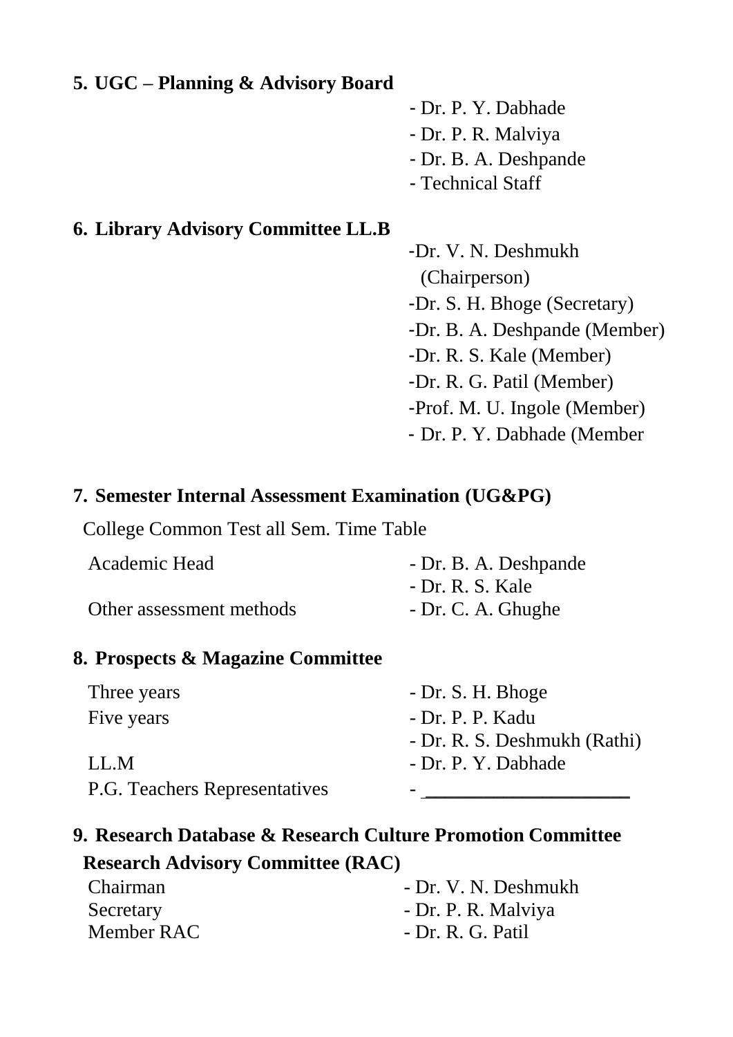**5. UGC – Planning & Advisory Board**

- Dr. P. Y. Dabhade
- Dr. P. R. Malviya
- Dr. B. A. Deshpande
- Technical Staff

**6. Library Advisory Committee LL.B**

- Dr. V. N. Deshmukh (Chairperson)
- Dr. S. H. Bhoge (Secretary)
- Dr. B. A. Deshpande (Member)
- Dr. R. S. Kale (Member)
- Dr. R. G. Patil (Member)
- Prof. M. U. Ingole (Member)
- Dr. P. Y. Dabhade (Member

**7. Semester Internal Assessment Examination (UG&PG)**

College Common Test all Sem. Time Table

| | |
|---|---|
| Academic Head | - Dr. B. A. Deshpande |
| | - Dr. R. S. Kale |
| Other assessment methods | - Dr. C. A. Ghughe |

**8. Prospects & Magazine Committee**

| | |
|---|---|
| Three years | - Dr. S. H. Bhoge |
| Five years | - Dr. P. P. Kadu |
| | - Dr. R. S. Deshmukh (Rathi) |
| LL.M | - Dr. P. Y. Dabhade |
| P.G. Teachers Representatives | - ____________________ |

**9. Research Database & Research Culture Promotion Committee**

**Research Advisory Committee (RAC)**

| | |
|---|---|
| Chairman | - Dr. V. N. Deshmukh |
| Secretary | - Dr. P. R. Malviya |
| Member RAC | - Dr. R. G. Patil |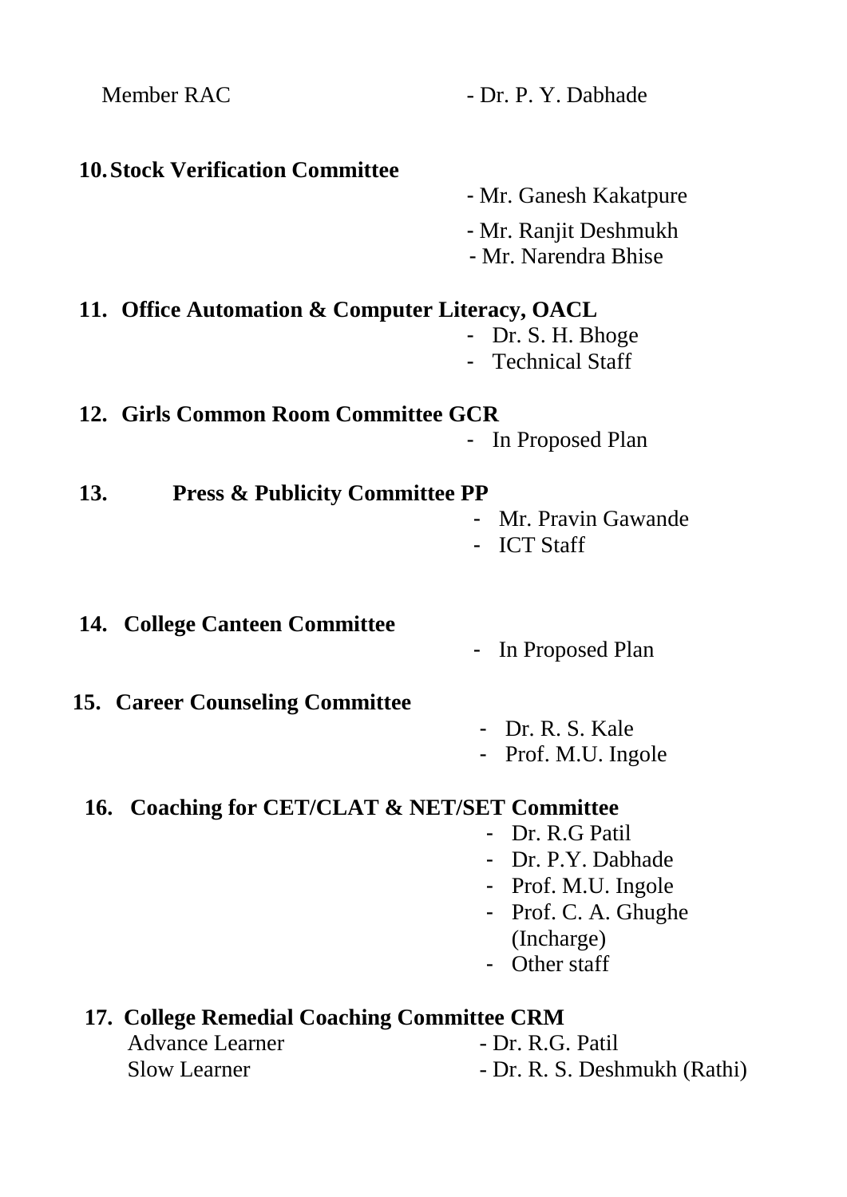Member RAC - Dr. P. Y. Dabhade

**10. Stock Verification Committee**

- Mr. Ganesh Kakatpure
- Mr. Ranjit Deshmukh
- Mr. Narendra Bhise

**11. Office Automation & Computer Literacy, OACL**

- Dr. S. H. Bhoge
- Technical Staff

**12. Girls Common Room Committee GCR**

- In Proposed Plan

**13. Press & Publicity Committee PP**

- Mr. Pravin Gawande
- ICT Staff

**14. College Canteen Committee**

- In Proposed Plan

**15. Career Counseling Committee**

- Dr. R. S. Kale
- Prof. M.U. Ingole

**16. Coaching for CET/CLAT & NET/SET Committee**

- Dr. R.G Patil
- Dr. P.Y. Dabhade
- Prof. M.U. Ingole
- Prof. C. A. Ghughe (Incharge)
- Other staff

**17. College Remedial Coaching Committee CRM**

Advance Learner - Dr. R.G. Patil

Slow Learner - Dr. R. S. Deshmukh (Rathi)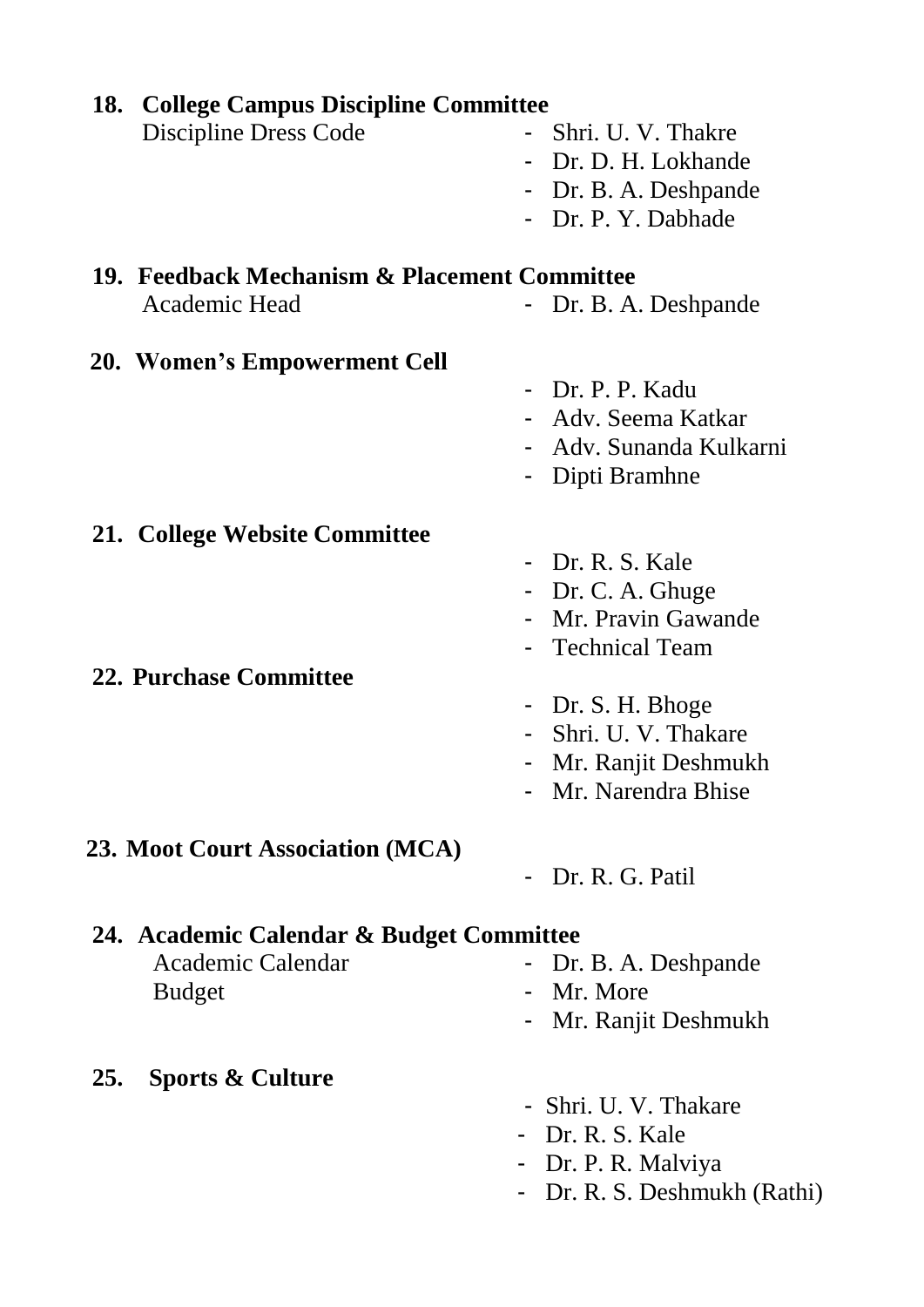**18. College Campus Discipline Committee**

Discipline Dress Code
- Shri. U. V. Thakre
- Dr. D. H. Lokhande
- Dr. B. A. Deshpande
- Dr. P. Y. Dabhade

**19. Feedback Mechanism & Placement Committee**

Academic Head
- Dr. B. A. Deshpande

**20. Women's Empowerment Cell**

- Dr. P. P. Kadu
- Adv. Seema Katkar
- Adv. Sunanda Kulkarni
- Dipti Bramhne

**21. College Website Committee**

- Dr. R. S. Kale
- Dr. C. A. Ghuge
- Mr. Pravin Gawande
- Technical Team

**22. Purchase Committee**

- Dr. S. H. Bhoge
- Shri. U. V. Thakare
- Mr. Ranjit Deshmukh
- Mr. Narendra Bhise

**23. Moot Court Association (MCA)**

- Dr. R. G. Patil

**24. Academic Calendar & Budget Committee**

Academic Calendar
- Dr. B. A. Deshpande

Budget
- Mr. More
- Mr. Ranjit Deshmukh

**25. Sports & Culture**

- Shri. U. V. Thakare
- Dr. R. S. Kale
- Dr. P. R. Malviya
- Dr. R. S. Deshmukh (Rathi)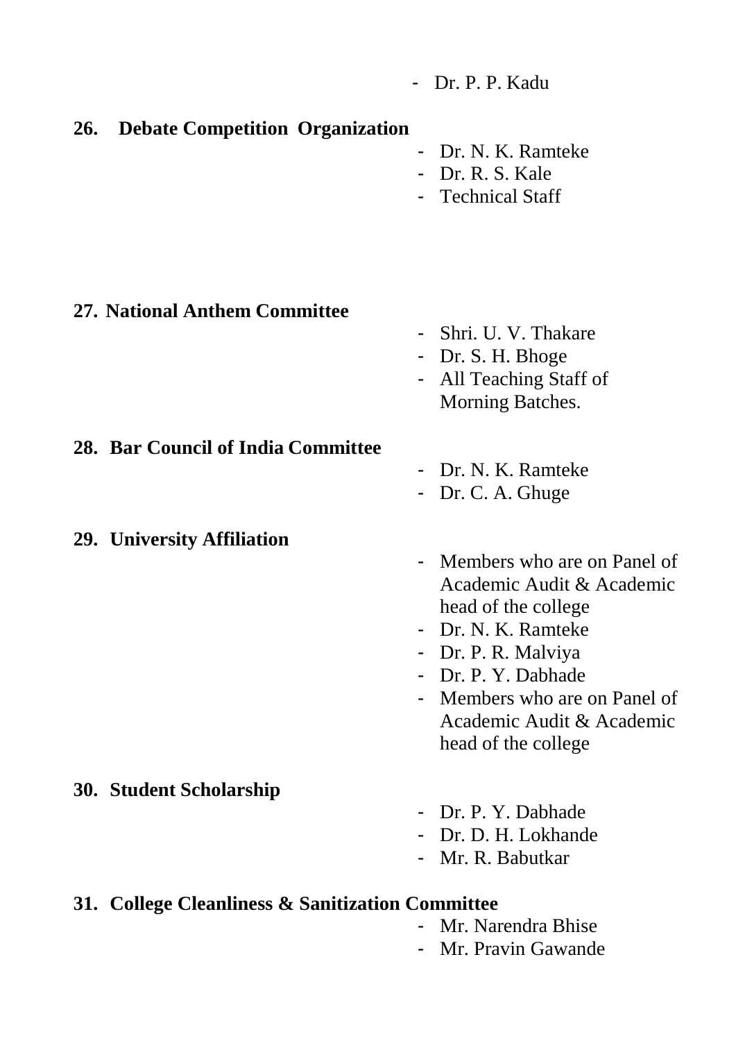- Dr. P. P. Kadu

**26. Debate Competition Organization**

- Dr. N. K. Ramteke
- Dr. R. S. Kale
- Technical Staff

**27. National Anthem Committee**

- Shri. U. V. Thakare
- Dr. S. H. Bhoge
- All Teaching Staff of Morning Batches.

**28. Bar Council of India Committee**

- Dr. N. K. Ramteke
- Dr. C. A. Ghuge

**29. University Affiliation**

- Members who are on Panel of Academic Audit & Academic head of the college
- Dr. N. K. Ramteke
- Dr. P. R. Malviya
- Dr. P. Y. Dabhade
- Members who are on Panel of Academic Audit & Academic head of the college

**30. Student Scholarship**

- Dr. P. Y. Dabhade
- Dr. D. H. Lokhande
- Mr. R. Babutkar

**31. College Cleanliness & Sanitization Committee**

- Mr. Narendra Bhise
- Mr. Pravin Gawande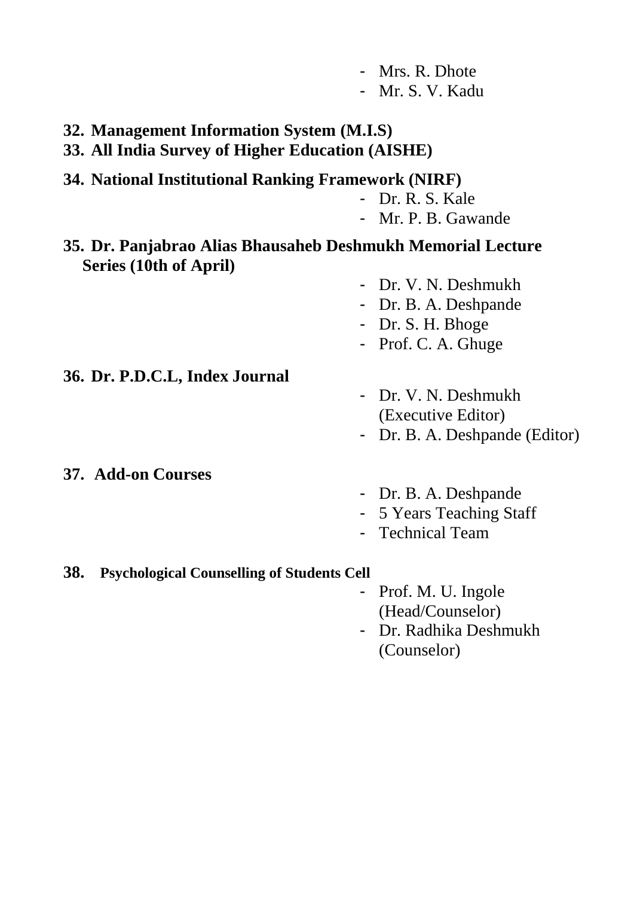- Mrs. R. Dhote
- Mr. S. V. Kadu

**32. Management Information System (M.I.S)**

**33. All India Survey of Higher Education (AISHE)**

**34. National Institutional Ranking Framework (NIRF)**

- Dr. R. S. Kale
- Mr. P. B. Gawande

**35. Dr. Panjabrao Alias Bhausaheb Deshmukh Memorial Lecture Series (10th of April)**

- Dr. V. N. Deshmukh
- Dr. B. A. Deshpande
- Dr. S. H. Bhoge
- Prof. C. A. Ghuge

**36. Dr. P.D.C.L, Index Journal**

- Dr. V. N. Deshmukh (Executive Editor)
- Dr. B. A. Deshpande (Editor)

**37. Add-on Courses**

- Dr. B. A. Deshpande
- 5 Years Teaching Staff
- Technical Team

**38. Psychological Counselling of Students Cell**

- Prof. M. U. Ingole (Head/Counselor)
- Dr. Radhika Deshmukh (Counselor)